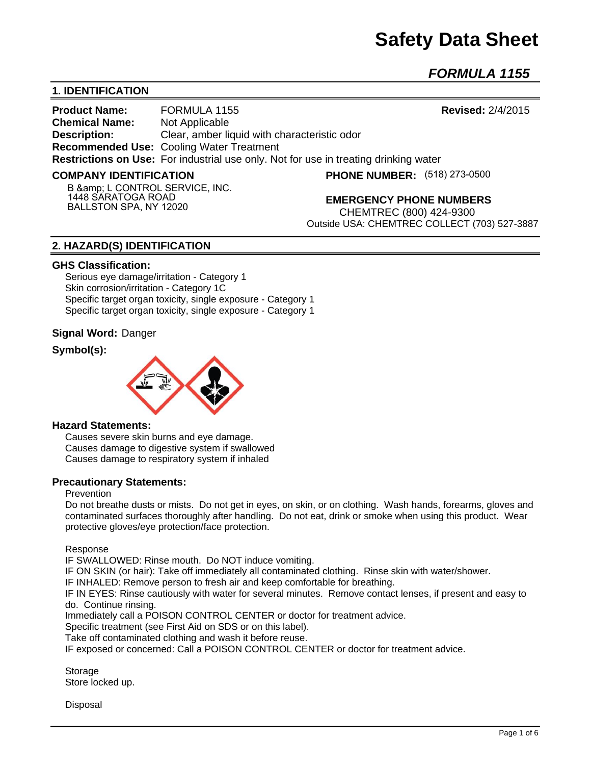# Safety Data Sheet

## *FORMULA 1155*

## 1. IDENTIFICATION

**Product Name:** FORMULA 1155 **Revised:** 2/4/2015
**Chemical Name:** Not Applicable
**Description:** Clear, amber liquid with characteristic odor
**Recommended Use:** Cooling Water Treatment
**Restrictions on Use:** For industrial use only. Not for use in treating drinking water

**COMPANY IDENTIFICATION**

B &amp; L CONTROL SERVICE, INC.
1448 SARATOGA ROAD
BALLSTON SPA, NY 12020

**PHONE NUMBER:** (518) 273-0500

**EMERGENCY PHONE NUMBERS**

CHEMTREC (800) 424-9300
Outside USA: CHEMTREC COLLECT (703) 527-3887

## 2. HAZARD(S) IDENTIFICATION

**GHS Classification:**

Serious eye damage/irritation - Category 1
Skin corrosion/irritation - Category 1C
Specific target organ toxicity, single exposure - Category 1
Specific target organ toxicity, single exposure - Category 1

**Signal Word:** Danger

**Symbol(s):**

**Hazard Statements:**

Causes severe skin burns and eye damage.
Causes damage to digestive system if swallowed
Causes damage to respiratory system if inhaled

**Precautionary Statements:**

Prevention

Do not breathe dusts or mists. Do not get in eyes, on skin, or on clothing. Wash hands, forearms, gloves and contaminated surfaces thoroughly after handling. Do not eat, drink or smoke when using this product. Wear protective gloves/eye protection/face protection.

Response

IF SWALLOWED: Rinse mouth. Do NOT induce vomiting.
IF ON SKIN (or hair): Take off immediately all contaminated clothing. Rinse skin with water/shower.
IF INHALED: Remove person to fresh air and keep comfortable for breathing.
IF IN EYES: Rinse cautiously with water for several minutes. Remove contact lenses, if present and easy to do. Continue rinsing.
Immediately call a POISON CONTROL CENTER or doctor for treatment advice.
Specific treatment (see First Aid on SDS or on this label).
Take off contaminated clothing and wash it before reuse.
IF exposed or concerned: Call a POISON CONTROL CENTER or doctor for treatment advice.

Storage
Store locked up.

Disposal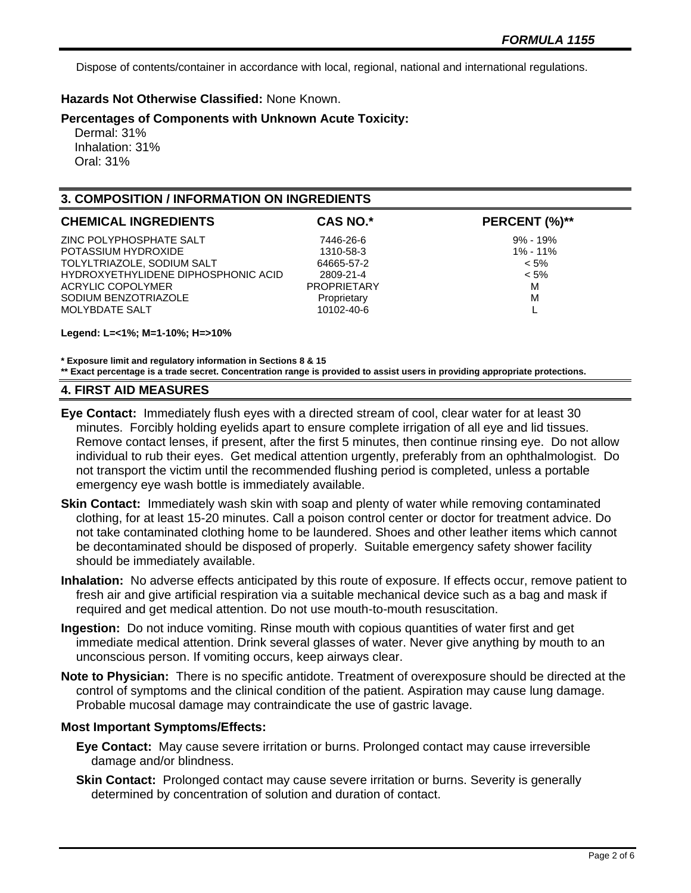Dispose of contents/container in accordance with local, regional, national and international regulations.

**Hazards Not Otherwise Classified:** None Known.

**Percentages of Components with Unknown Acute Toxicity:**

Dermal: 31%
Inhalation: 31%
Oral: 31%

## 3. COMPOSITION / INFORMATION ON INGREDIENTS

| CHEMICAL INGREDIENTS | CAS NO.* | PERCENT (%)** |
|---|---|---|
| ZINC POLYPHOSPHATE SALT | 7446-26-6 | 9% - 19% |
| POTASSIUM HYDROXIDE | 1310-58-3 | 1% - 11% |
| TOLYLTRIAZOLE, SODIUM SALT | 64665-57-2 | < 5% |
| HYDROXYETHYLIDENE DIPHOSPHONIC ACID | 2809-21-4 | < 5% |
| ACRYLIC COPOLYMER | PROPRIETARY | M |
| SODIUM BENZOTRIAZOLE | Proprietary | M |
| MOLYBDATE SALT | 10102-40-6 | L |

**Legend: L=<1%; M=1-10%; H=>10%**

**\* Exposure limit and regulatory information in Sections 8 & 15**
**\*\* Exact percentage is a trade secret. Concentration range is provided to assist users in providing appropriate protections.**

## 4. FIRST AID MEASURES

**Eye Contact:** Immediately flush eyes with a directed stream of cool, clear water for at least 30 minutes. Forcibly holding eyelids apart to ensure complete irrigation of all eye and lid tissues. Remove contact lenses, if present, after the first 5 minutes, then continue rinsing eye. Do not allow individual to rub their eyes. Get medical attention urgently, preferably from an ophthalmologist. Do not transport the victim until the recommended flushing period is completed, unless a portable emergency eye wash bottle is immediately available.

**Skin Contact:** Immediately wash skin with soap and plenty of water while removing contaminated clothing, for at least 15-20 minutes. Call a poison control center or doctor for treatment advice. Do not take contaminated clothing home to be laundered. Shoes and other leather items which cannot be decontaminated should be disposed of properly. Suitable emergency safety shower facility should be immediately available.

**Inhalation:** No adverse effects anticipated by this route of exposure. If effects occur, remove patient to fresh air and give artificial respiration via a suitable mechanical device such as a bag and mask if required and get medical attention. Do not use mouth-to-mouth resuscitation.

**Ingestion:** Do not induce vomiting. Rinse mouth with copious quantities of water first and get immediate medical attention. Drink several glasses of water. Never give anything by mouth to an unconscious person. If vomiting occurs, keep airways clear.

**Note to Physician:** There is no specific antidote. Treatment of overexposure should be directed at the control of symptoms and the clinical condition of the patient. Aspiration may cause lung damage. Probable mucosal damage may contraindicate the use of gastric lavage.

**Most Important Symptoms/Effects:**

**Eye Contact:** May cause severe irritation or burns. Prolonged contact may cause irreversible damage and/or blindness.

**Skin Contact:** Prolonged contact may cause severe irritation or burns. Severity is generally determined by concentration of solution and duration of contact.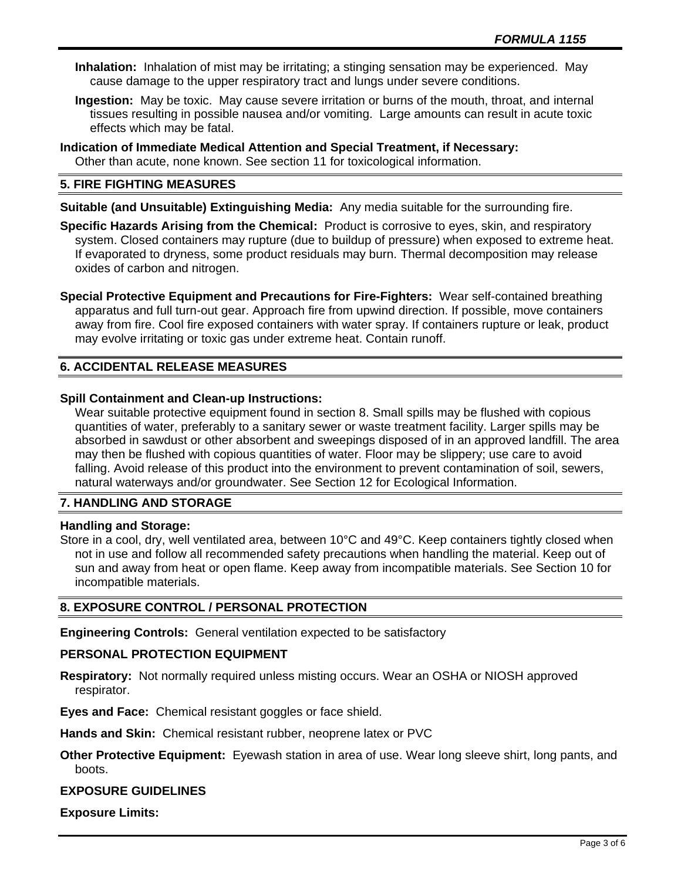**Inhalation:** Inhalation of mist may be irritating; a stinging sensation may be experienced. May cause damage to the upper respiratory tract and lungs under severe conditions.

**Ingestion:** May be toxic. May cause severe irritation or burns of the mouth, throat, and internal tissues resulting in possible nausea and/or vomiting. Large amounts can result in acute toxic effects which may be fatal.

**Indication of Immediate Medical Attention and Special Treatment, if Necessary:**
Other than acute, none known. See section 11 for toxicological information.

## 5. FIRE FIGHTING MEASURES

**Suitable (and Unsuitable) Extinguishing Media:** Any media suitable for the surrounding fire.

**Specific Hazards Arising from the Chemical:** Product is corrosive to eyes, skin, and respiratory system. Closed containers may rupture (due to buildup of pressure) when exposed to extreme heat. If evaporated to dryness, some product residuals may burn. Thermal decomposition may release oxides of carbon and nitrogen.

**Special Protective Equipment and Precautions for Fire-Fighters:** Wear self-contained breathing apparatus and full turn-out gear. Approach fire from upwind direction. If possible, move containers away from fire. Cool fire exposed containers with water spray. If containers rupture or leak, product may evolve irritating or toxic gas under extreme heat. Contain runoff.

## 6. ACCIDENTAL RELEASE MEASURES

**Spill Containment and Clean-up Instructions:**
Wear suitable protective equipment found in section 8. Small spills may be flushed with copious quantities of water, preferably to a sanitary sewer or waste treatment facility. Larger spills may be absorbed in sawdust or other absorbent and sweepings disposed of in an approved landfill. The area may then be flushed with copious quantities of water. Floor may be slippery; use care to avoid falling. Avoid release of this product into the environment to prevent contamination of soil, sewers, natural waterways and/or groundwater. See Section 12 for Ecological Information.

## 7. HANDLING AND STORAGE

**Handling and Storage:**
Store in a cool, dry, well ventilated area, between 10°C and 49°C. Keep containers tightly closed when not in use and follow all recommended safety precautions when handling the material. Keep out of sun and away from heat or open flame. Keep away from incompatible materials. See Section 10 for incompatible materials.

## 8. EXPOSURE CONTROL / PERSONAL PROTECTION

**Engineering Controls:** General ventilation expected to be satisfactory

### PERSONAL PROTECTION EQUIPMENT

**Respiratory:** Not normally required unless misting occurs. Wear an OSHA or NIOSH approved respirator.

**Eyes and Face:** Chemical resistant goggles or face shield.

**Hands and Skin:** Chemical resistant rubber, neoprene latex or PVC

**Other Protective Equipment:** Eyewash station in area of use. Wear long sleeve shirt, long pants, and boots.

### EXPOSURE GUIDELINES

**Exposure Limits:**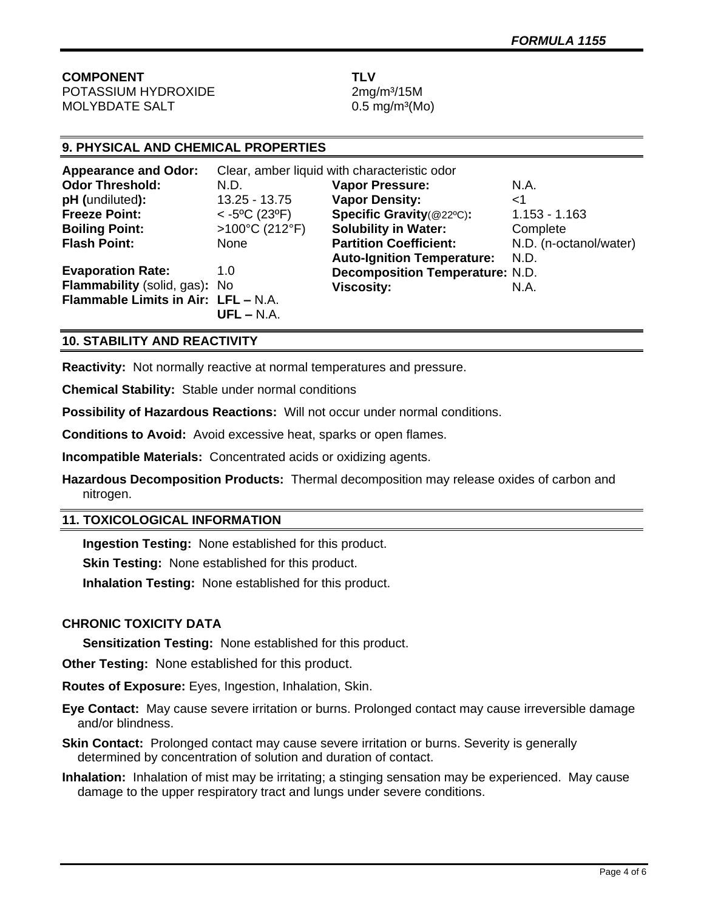| COMPONENT | TLV |
| --- | --- |
| POTASSIUM HYDROXIDE | 2mg/m³/15M |
| MOLYBDATE SALT | 0.5 mg/m³(Mo) |

## 9. PHYSICAL AND CHEMICAL PROPERTIES

**Appearance and Odor:** Clear, amber liquid with characteristic odor

| | | | |
| --- | --- | --- | --- |
| **Odor Threshold:** | N.D. | **Vapor Pressure:** | N.A. |
| **pH (**undiluted**):** | 13.25 - 13.75 | **Vapor Density:** | <1 |
| **Freeze Point:** | < -5ºC (23ºF) | **Specific Gravity**(@22ºC)**:** | 1.153 - 1.163 |
| **Boiling Point:** | >100°C (212°F) | **Solubility in Water:** | Complete |
| **Flash Point:** | None | **Partition Coefficient:** | N.D. (n-octanol/water) |
| | | **Auto-Ignition Temperature:** | N.D. |
| **Evaporation Rate:** | 1.0 | **Decomposition Temperature:** | N.D. |
| **Flammability** (solid, gas)**:** | No | **Viscosity:** | N.A. |
| **Flammable Limits in Air:** | **LFL –** N.A. **UFL –** N.A. | | |

## 10. STABILITY AND REACTIVITY

**Reactivity:** Not normally reactive at normal temperatures and pressure.

**Chemical Stability:** Stable under normal conditions

**Possibility of Hazardous Reactions:** Will not occur under normal conditions.

**Conditions to Avoid:** Avoid excessive heat, sparks or open flames.

**Incompatible Materials:** Concentrated acids or oxidizing agents.

**Hazardous Decomposition Products:** Thermal decomposition may release oxides of carbon and nitrogen.

## 11. TOXICOLOGICAL INFORMATION

**Ingestion Testing:** None established for this product.

**Skin Testing:** None established for this product.

**Inhalation Testing:** None established for this product.

### CHRONIC TOXICITY DATA

**Sensitization Testing:** None established for this product.

**Other Testing:** None established for this product.

**Routes of Exposure:** Eyes, Ingestion, Inhalation, Skin.

**Eye Contact:** May cause severe irritation or burns. Prolonged contact may cause irreversible damage and/or blindness.

**Skin Contact:** Prolonged contact may cause severe irritation or burns. Severity is generally determined by concentration of solution and duration of contact.

**Inhalation:** Inhalation of mist may be irritating; a stinging sensation may be experienced. May cause damage to the upper respiratory tract and lungs under severe conditions.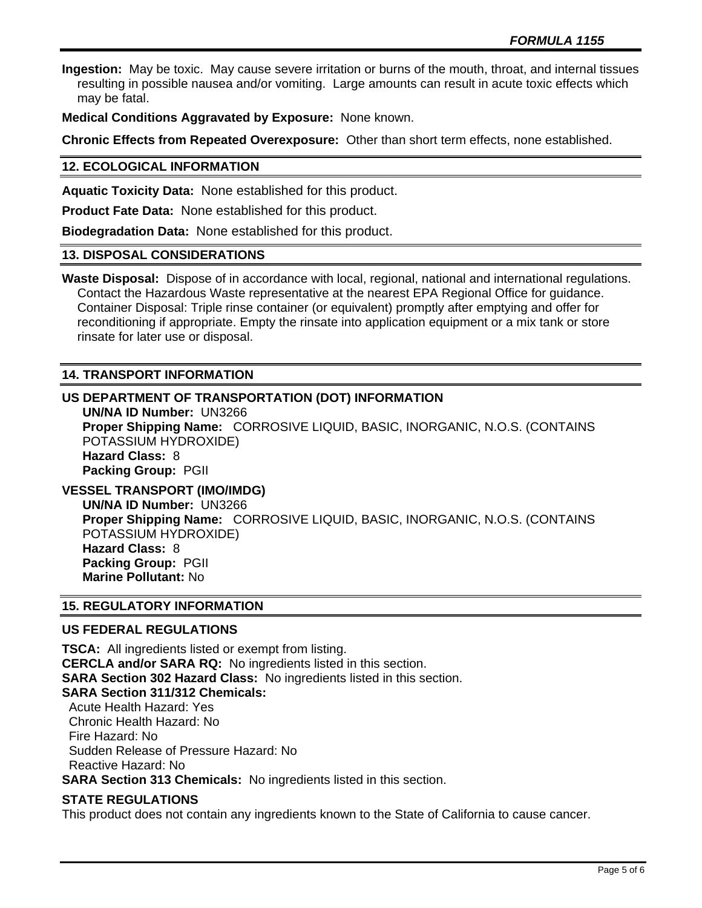**Ingestion:** May be toxic. May cause severe irritation or burns of the mouth, throat, and internal tissues resulting in possible nausea and/or vomiting. Large amounts can result in acute toxic effects which may be fatal.

**Medical Conditions Aggravated by Exposure:** None known.

**Chronic Effects from Repeated Overexposure:** Other than short term effects, none established.

## 12. ECOLOGICAL INFORMATION

**Aquatic Toxicity Data:** None established for this product.

**Product Fate Data:** None established for this product.

**Biodegradation Data:** None established for this product.

## 13. DISPOSAL CONSIDERATIONS

**Waste Disposal:** Dispose of in accordance with local, regional, national and international regulations. Contact the Hazardous Waste representative at the nearest EPA Regional Office for guidance. Container Disposal: Triple rinse container (or equivalent) promptly after emptying and offer for reconditioning if appropriate. Empty the rinsate into application equipment or a mix tank or store rinsate for later use or disposal.

## 14. TRANSPORT INFORMATION

### US DEPARTMENT OF TRANSPORTATION (DOT) INFORMATION

**UN/NA ID Number:** UN3266
**Proper Shipping Name:** CORROSIVE LIQUID, BASIC, INORGANIC, N.O.S. (CONTAINS POTASSIUM HYDROXIDE)
**Hazard Class:** 8
**Packing Group:** PGII

### VESSEL TRANSPORT (IMO/IMDG)

**UN/NA ID Number:** UN3266
**Proper Shipping Name:** CORROSIVE LIQUID, BASIC, INORGANIC, N.O.S. (CONTAINS POTASSIUM HYDROXIDE)
**Hazard Class:** 8
**Packing Group:** PGII
**Marine Pollutant:** No

## 15. REGULATORY INFORMATION

### US FEDERAL REGULATIONS

**TSCA:** All ingredients listed or exempt from listing.
**CERCLA and/or SARA RQ:** No ingredients listed in this section.
**SARA Section 302 Hazard Class:** No ingredients listed in this section.
**SARA Section 311/312 Chemicals:**
Acute Health Hazard: Yes
Chronic Health Hazard: No
Fire Hazard: No
Sudden Release of Pressure Hazard: No
Reactive Hazard: No
**SARA Section 313 Chemicals:** No ingredients listed in this section.

### STATE REGULATIONS

This product does not contain any ingredients known to the State of California to cause cancer.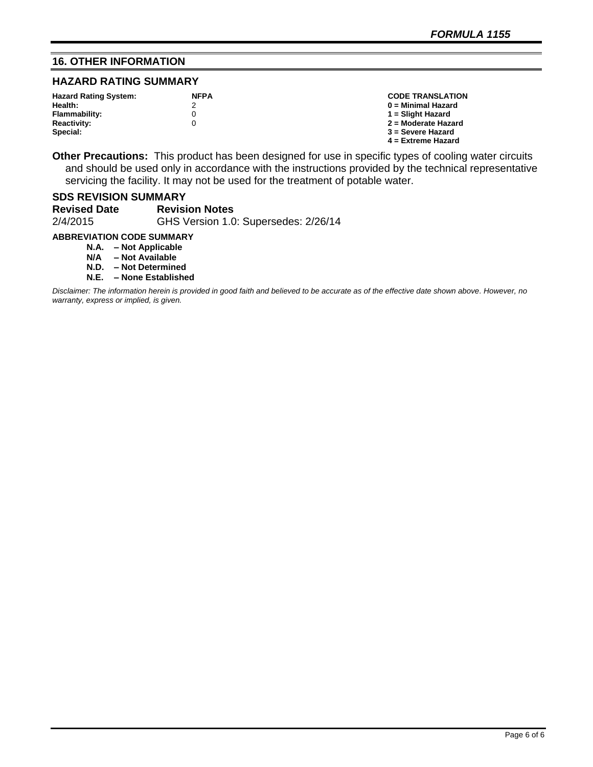## 16. OTHER INFORMATION

### HAZARD RATING SUMMARY

| Hazard Rating System: | NFPA | CODE TRANSLATION |
|---|---|---|
| Health: | 2 | 0 = Minimal Hazard |
| Flammability: | 0 | 1 = Slight Hazard |
| Reactivity: | 0 | 2 = Moderate Hazard |
| Special: | | 3 = Severe Hazard |
| | | 4 = Extreme Hazard |

**Other Precautions:** This product has been designed for use in specific types of cooling water circuits and should be used only in accordance with the instructions provided by the technical representative servicing the facility. It may not be used for the treatment of potable water.

### SDS REVISION SUMMARY

| Revised Date | Revision Notes |
|---|---|
| 2/4/2015 | GHS Version 1.0: Supersedes: 2/26/14 |

**ABBREVIATION CODE SUMMARY**

- **N.A. – Not Applicable**
- **N/A – Not Available**
- **N.D. – Not Determined**
- **N.E. – None Established**

*Disclaimer: The information herein is provided in good faith and believed to be accurate as of the effective date shown above. However, no warranty, express or implied, is given.*